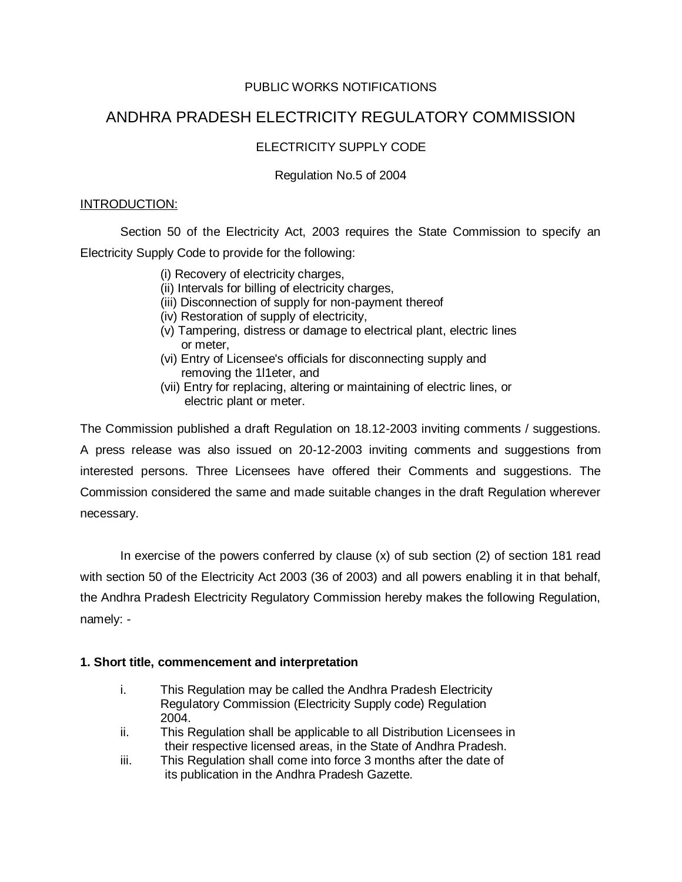PUBLIC WORKS NOTIFICATIONS

# ANDHRA PRADESH ELECTRICITY REGULATORY COMMISSION

## ELECTRICITY SUPPLY CODE

Regulation No.5 of 2004

INTRODUCTION:

Section 50 of the Electricity Act, 2003 requires the State Commission to specify an Electricity Supply Code to provide for the following:

(i) Recovery of electricity charges,
(ii) Intervals for billing of electricity charges,
(iii) Disconnection of supply for non-payment thereof
(iv) Restoration of supply of electricity,
(v) Tampering, distress or damage to electrical plant, electric lines or meter,
(vi) Entry of Licensee's officials for disconnecting supply and removing the 1l1eter, and
(vii) Entry for replacing, altering or maintaining of electric lines, or electric plant or meter.

The Commission published a draft Regulation on 18.12-2003 inviting comments / suggestions. A press release was also issued on 20-12-2003 inviting comments and suggestions from interested persons. Three Licensees have offered their Comments and suggestions. The Commission considered the same and made suitable changes in the draft Regulation wherever necessary.

In exercise of the powers conferred by clause (x) of sub section (2) of section 181 read with section 50 of the Electricity Act 2003 (36 of 2003) and all powers enabling it in that behalf, the Andhra Pradesh Electricity Regulatory Commission hereby makes the following Regulation, namely: -

**1. Short title, commencement and interpretation**

i. This Regulation may be called the Andhra Pradesh Electricity Regulatory Commission (Electricity Supply code) Regulation 2004.

ii. This Regulation shall be applicable to all Distribution Licensees in their respective licensed areas, in the State of Andhra Pradesh.

iii. This Regulation shall come into force 3 months after the date of its publication in the Andhra Pradesh Gazette.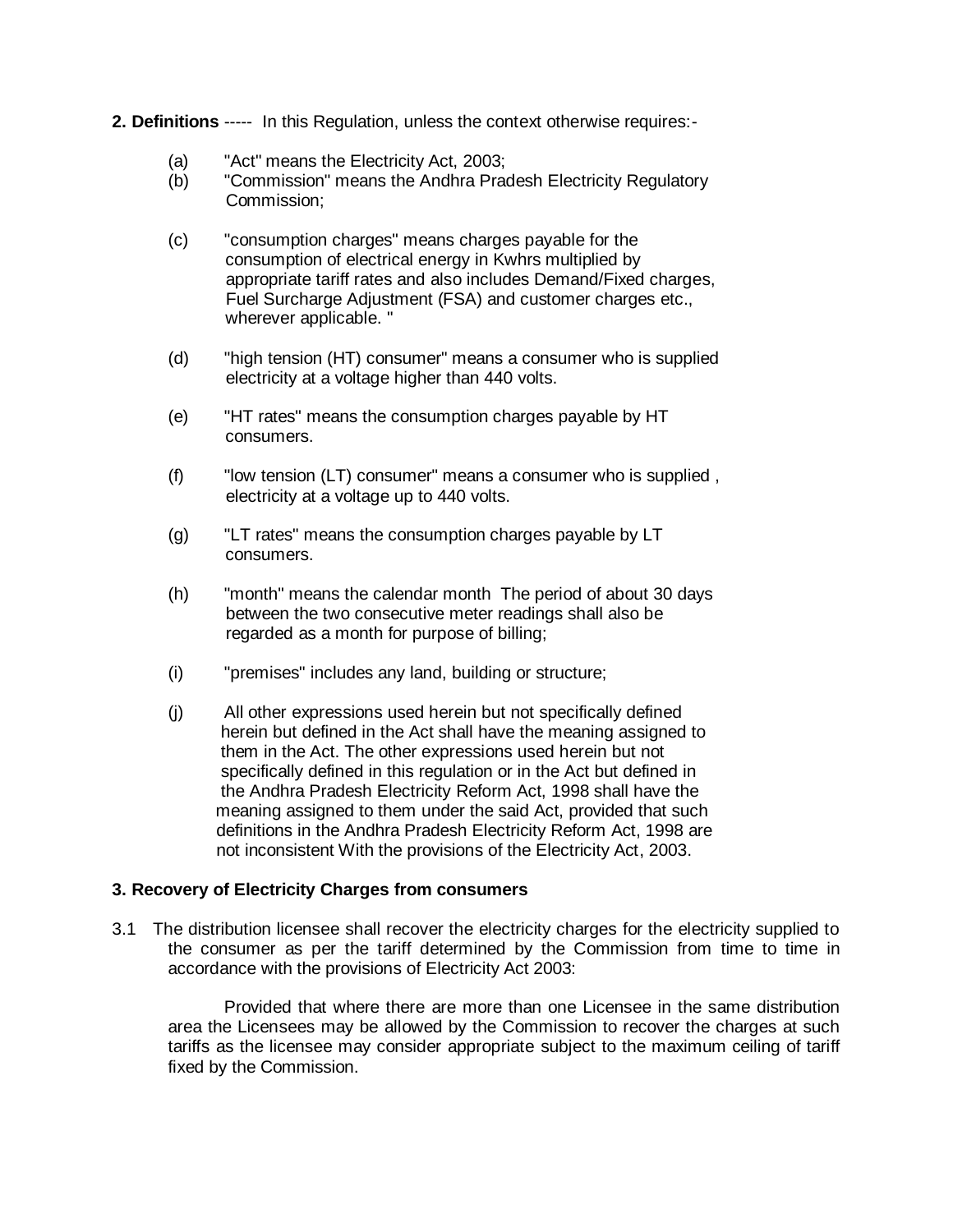**2. Definitions** ----- In this Regulation, unless the context otherwise requires:-

(a) "Act" means the Electricity Act, 2003;

(b) "Commission" means the Andhra Pradesh Electricity Regulatory Commission;

(c) "consumption charges" means charges payable for the consumption of electrical energy in Kwhrs multiplied by appropriate tariff rates and also includes Demand/Fixed charges, Fuel Surcharge Adjustment (FSA) and customer charges etc., wherever applicable. "

(d) "high tension (HT) consumer" means a consumer who is supplied electricity at a voltage higher than 440 volts.

(e) "HT rates" means the consumption charges payable by HT consumers.

(f) "low tension (LT) consumer" means a consumer who is supplied , electricity at a voltage up to 440 volts.

(g) "LT rates" means the consumption charges payable by LT consumers.

(h) "month" means the calendar month The period of about 30 days between the two consecutive meter readings shall also be regarded as a month for purpose of billing;

(i) "premises" includes any land, building or structure;

(j) All other expressions used herein but not specifically defined herein but defined in the Act shall have the meaning assigned to them in the Act. The other expressions used herein but not specifically defined in this regulation or in the Act but defined in the Andhra Pradesh Electricity Reform Act, 1998 shall have the meaning assigned to them under the said Act, provided that such definitions in the Andhra Pradesh Electricity Reform Act, 1998 are not inconsistent With the provisions of the Electricity Act, 2003.

**3. Recovery of Electricity Charges from consumers**

3.1 The distribution licensee shall recover the electricity charges for the electricity supplied to the consumer as per the tariff determined by the Commission from time to time in accordance with the provisions of Electricity Act 2003:

Provided that where there are more than one Licensee in the same distribution area the Licensees may be allowed by the Commission to recover the charges at such tariffs as the licensee may consider appropriate subject to the maximum ceiling of tariff fixed by the Commission.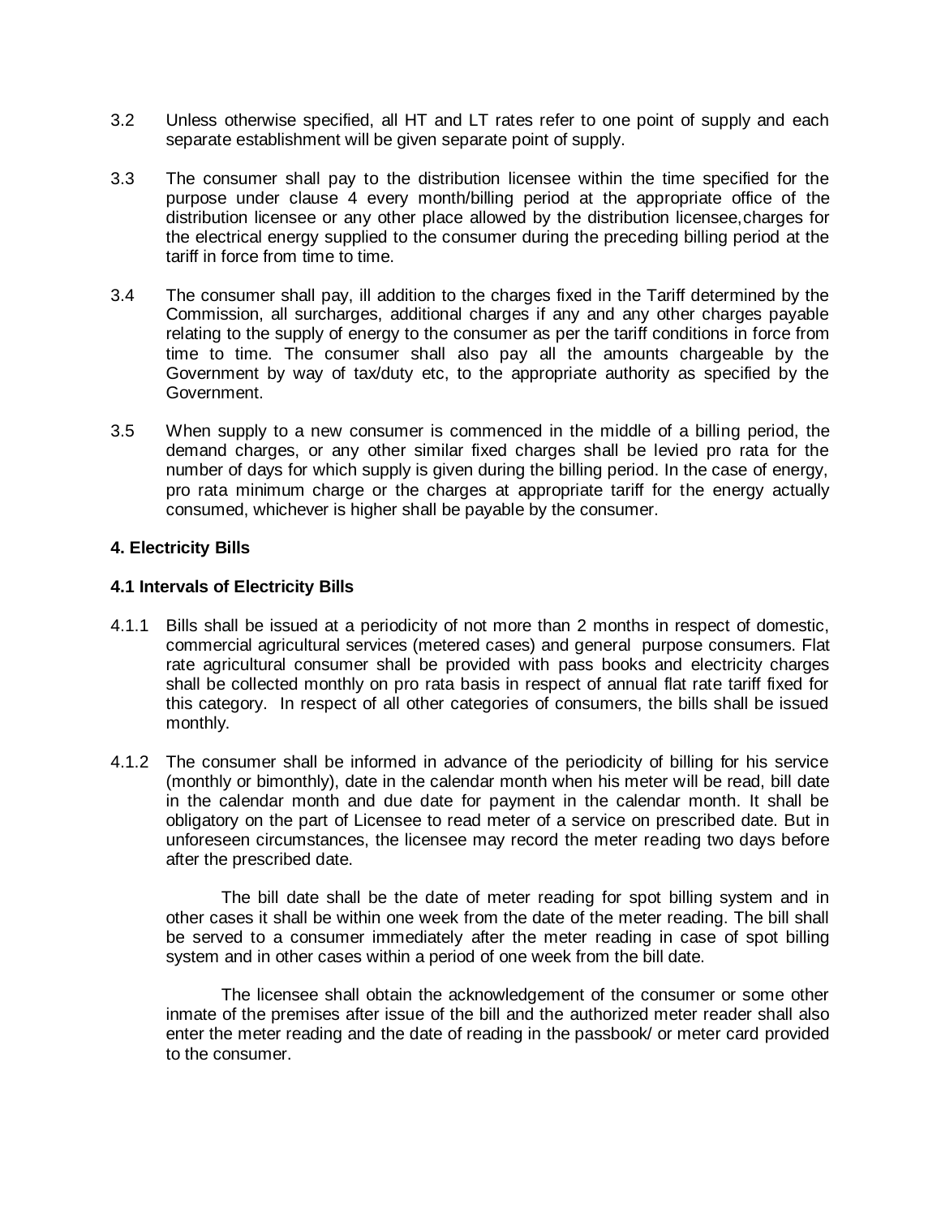3.2 Unless otherwise specified, all HT and LT rates refer to one point of supply and each separate establishment will be given separate point of supply.

3.3 The consumer shall pay to the distribution licensee within the time specified for the purpose under clause 4 every month/billing period at the appropriate office of the distribution licensee or any other place allowed by the distribution licensee,charges for the electrical energy supplied to the consumer during the preceding billing period at the tariff in force from time to time.

3.4 The consumer shall pay, ill addition to the charges fixed in the Tariff determined by the Commission, all surcharges, additional charges if any and any other charges payable relating to the supply of energy to the consumer as per the tariff conditions in force from time to time. The consumer shall also pay all the amounts chargeable by the Government by way of tax/duty etc, to the appropriate authority as specified by the Government.

3.5 When supply to a new consumer is commenced in the middle of a billing period, the demand charges, or any other similar fixed charges shall be levied pro rata for the number of days for which supply is given during the billing period. In the case of energy, pro rata minimum charge or the charges at appropriate tariff for the energy actually consumed, whichever is higher shall be payable by the consumer.

**4. Electricity Bills**

**4.1 Intervals of Electricity Bills**

4.1.1 Bills shall be issued at a periodicity of not more than 2 months in respect of domestic, commercial agricultural services (metered cases) and general purpose consumers. Flat rate agricultural consumer shall be provided with pass books and electricity charges shall be collected monthly on pro rata basis in respect of annual flat rate tariff fixed for this category. In respect of all other categories of consumers, the bills shall be issued monthly.

4.1.2 The consumer shall be informed in advance of the periodicity of billing for his service (monthly or bimonthly), date in the calendar month when his meter will be read, bill date in the calendar month and due date for payment in the calendar month. It shall be obligatory on the part of Licensee to read meter of a service on prescribed date. But in unforeseen circumstances, the licensee may record the meter reading two days before after the prescribed date.

The bill date shall be the date of meter reading for spot billing system and in other cases it shall be within one week from the date of the meter reading. The bill shall be served to a consumer immediately after the meter reading in case of spot billing system and in other cases within a period of one week from the bill date.

The licensee shall obtain the acknowledgement of the consumer or some other inmate of the premises after issue of the bill and the authorized meter reader shall also enter the meter reading and the date of reading in the passbook/ or meter card provided to the consumer.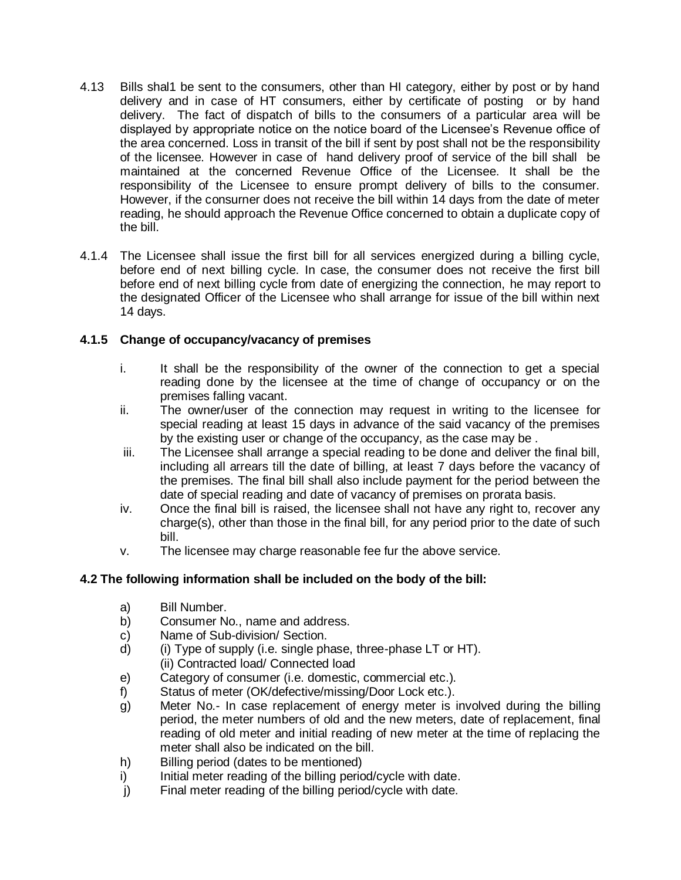4.13 Bills shal1 be sent to the consumers, other than HI category, either by post or by hand delivery and in case of HT consumers, either by certificate of posting or by hand delivery. The fact of dispatch of bills to the consumers of a particular area will be displayed by appropriate notice on the notice board of the Licensee's Revenue office of the area concerned. Loss in transit of the bill if sent by post shall not be the responsibility of the licensee. However in case of hand delivery proof of service of the bill shall be maintained at the concerned Revenue Office of the Licensee. It shall be the responsibility of the Licensee to ensure prompt delivery of bills to the consumer. However, if the consurner does not receive the bill within 14 days from the date of meter reading, he should approach the Revenue Office concerned to obtain a duplicate copy of the bill.

4.1.4 The Licensee shall issue the first bill for all services energized during a billing cycle, before end of next billing cycle. In case, the consumer does not receive the first bill before end of next billing cycle from date of energizing the connection, he may report to the designated Officer of the Licensee who shall arrange for issue of the bill within next 14 days.

### 4.1.5 Change of occupancy/vacancy of premises

i. It shall be the responsibility of the owner of the connection to get a special reading done by the licensee at the time of change of occupancy or on the premises falling vacant.

ii. The owner/user of the connection may request in writing to the licensee for special reading at least 15 days in advance of the said vacancy of the premises by the existing user or change of the occupancy, as the case may be .

iii. The Licensee shall arrange a special reading to be done and deliver the final bill, including all arrears till the date of billing, at least 7 days before the vacancy of the premises. The final bill shall also include payment for the period between the date of special reading and date of vacancy of premises on prorata basis.

iv. Once the final bill is raised, the licensee shall not have any right to, recover any charge(s), other than those in the final bill, for any period prior to the date of such bill.

v. The licensee may charge reasonable fee fur the above service.

### 4.2 The following information shall be included on the body of the bill:

a) Bill Number.

b) Consumer No., name and address.

c) Name of Sub-division/ Section.

d) (i) Type of supply (i.e. single phase, three-phase LT or HT).
   (ii) Contracted load/ Connected load

e) Category of consumer (i.e. domestic, commercial etc.).

f) Status of meter (OK/defective/missing/Door Lock etc.).

g) Meter No.- In case replacement of energy meter is involved during the billing period, the meter numbers of old and the new meters, date of replacement, final reading of old meter and initial reading of new meter at the time of replacing the meter shall also be indicated on the bill.

h) Billing period (dates to be mentioned)

i) Initial meter reading of the billing period/cycle with date.

j) Final meter reading of the billing period/cycle with date.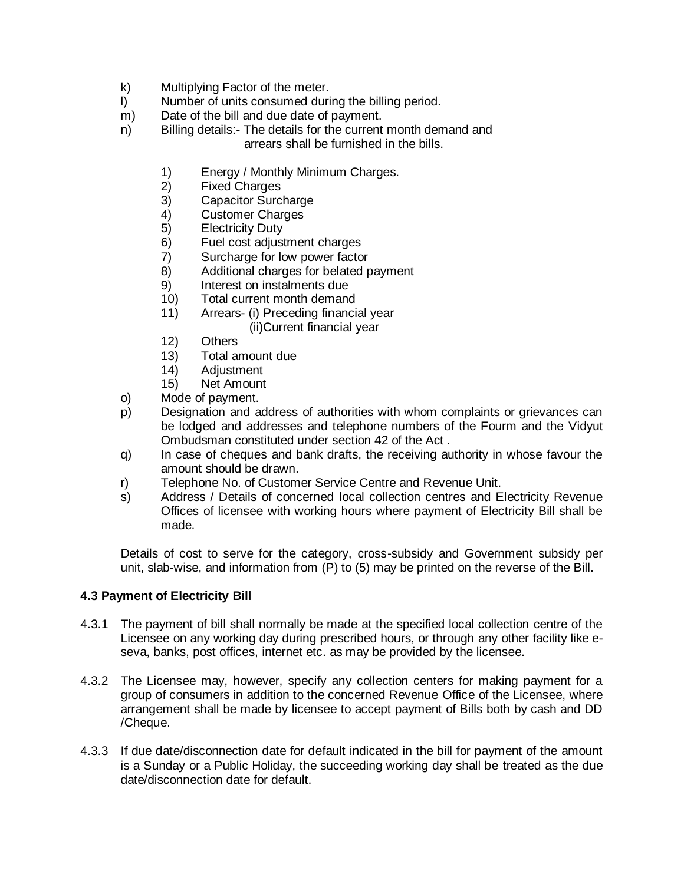k) Multiplying Factor of the meter.
l) Number of units consumed during the billing period.
m) Date of the bill and due date of payment.
n) Billing details:- The details for the current month demand and arrears shall be furnished in the bills.

    1) Energy / Monthly Minimum Charges.
    2) Fixed Charges
    3) Capacitor Surcharge
    4) Customer Charges
    5) Electricity Duty
    6) Fuel cost adjustment charges
    7) Surcharge for low power factor
    8) Additional charges for belated payment
    9) Interest on instalments due
    10) Total current month demand
    11) Arrears- (i) Preceding financial year
        (ii)Current financial year
    12) Others
    13) Total amount due
    14) Adjustment
    15) Net Amount

o) Mode of payment.
p) Designation and address of authorities with whom complaints or grievances can be lodged and addresses and telephone numbers of the Fourm and the Vidyut Ombudsman constituted under section 42 of the Act .
q) In case of cheques and bank drafts, the receiving authority in whose favour the amount should be drawn.
r) Telephone No. of Customer Service Centre and Revenue Unit.
s) Address / Details of concerned local collection centres and Electricity Revenue Offices of licensee with working hours where payment of Electricity Bill shall be made.

Details of cost to serve for the category, cross-subsidy and Government subsidy per unit, slab-wise, and information from (P) to (5) may be printed on the reverse of the Bill.

**4.3 Payment of Electricity Bill**

4.3.1 The payment of bill shall normally be made at the specified local collection centre of the Licensee on any working day during prescribed hours, or through any other facility like e-seva, banks, post offices, internet etc. as may be provided by the licensee.

4.3.2 The Licensee may, however, specify any collection centers for making payment for a group of consumers in addition to the concerned Revenue Office of the Licensee, where arrangement shall be made by licensee to accept payment of Bills both by cash and DD /Cheque.

4.3.3 If due date/disconnection date for default indicated in the bill for payment of the amount is a Sunday or a Public Holiday, the succeeding working day shall be treated as the due date/disconnection date for default.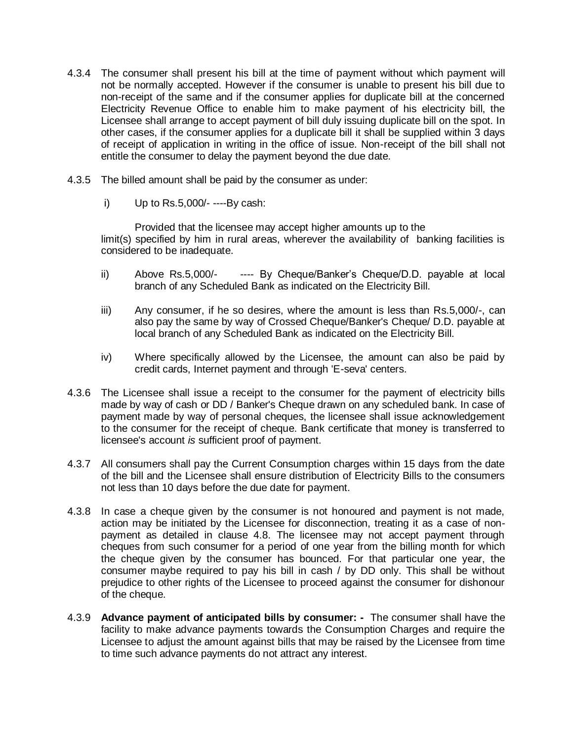4.3.4 The consumer shall present his bill at the time of payment without which payment will not be normally accepted. However if the consumer is unable to present his bill due to non-receipt of the same and if the consumer applies for duplicate bill at the concerned Electricity Revenue Office to enable him to make payment of his electricity bill, the Licensee shall arrange to accept payment of bill duly issuing duplicate bill on the spot. In other cases, if the consumer applies for a duplicate bill it shall be supplied within 3 days of receipt of application in writing in the office of issue. Non-receipt of the bill shall not entitle the consumer to delay the payment beyond the due date.

4.3.5 The billed amount shall be paid by the consumer as under:

i) Up to Rs.5,000/- ----By cash:

Provided that the licensee may accept higher amounts up to the limit(s) specified by him in rural areas, wherever the availability of banking facilities is considered to be inadequate.

ii) Above Rs.5,000/- ---- By Cheque/Banker's Cheque/D.D. payable at local branch of any Scheduled Bank as indicated on the Electricity Bill.

iii) Any consumer, if he so desires, where the amount is less than Rs.5,000/-, can also pay the same by way of Crossed Cheque/Banker's Cheque/ D.D. payable at local branch of any Scheduled Bank as indicated on the Electricity Bill.

iv) Where specifically allowed by the Licensee, the amount can also be paid by credit cards, Internet payment and through 'E-seva' centers.

4.3.6 The Licensee shall issue a receipt to the consumer for the payment of electricity bills made by way of cash or DD / Banker's Cheque drawn on any scheduled bank. In case of payment made by way of personal cheques, the licensee shall issue acknowledgement to the consumer for the receipt of cheque. Bank certificate that money is transferred to licensee's account *is* sufficient proof of payment.

4.3.7 All consumers shall pay the Current Consumption charges within 15 days from the date of the bill and the Licensee shall ensure distribution of Electricity Bills to the consumers not less than 10 days before the due date for payment.

4.3.8 In case a cheque given by the consumer is not honoured and payment is not made, action may be initiated by the Licensee for disconnection, treating it as a case of non-payment as detailed in clause 4.8. The licensee may not accept payment through cheques from such consumer for a period of one year from the billing month for which the cheque given by the consumer has bounced. For that particular one year, the consumer maybe required to pay his bill in cash / by DD only. This shall be without prejudice to other rights of the Licensee to proceed against the consumer for dishonour of the cheque.

4.3.9 **Advance payment of anticipated bills by consumer: -** The consumer shall have the facility to make advance payments towards the Consumption Charges and require the Licensee to adjust the amount against bills that may be raised by the Licensee from time to time such advance payments do not attract any interest.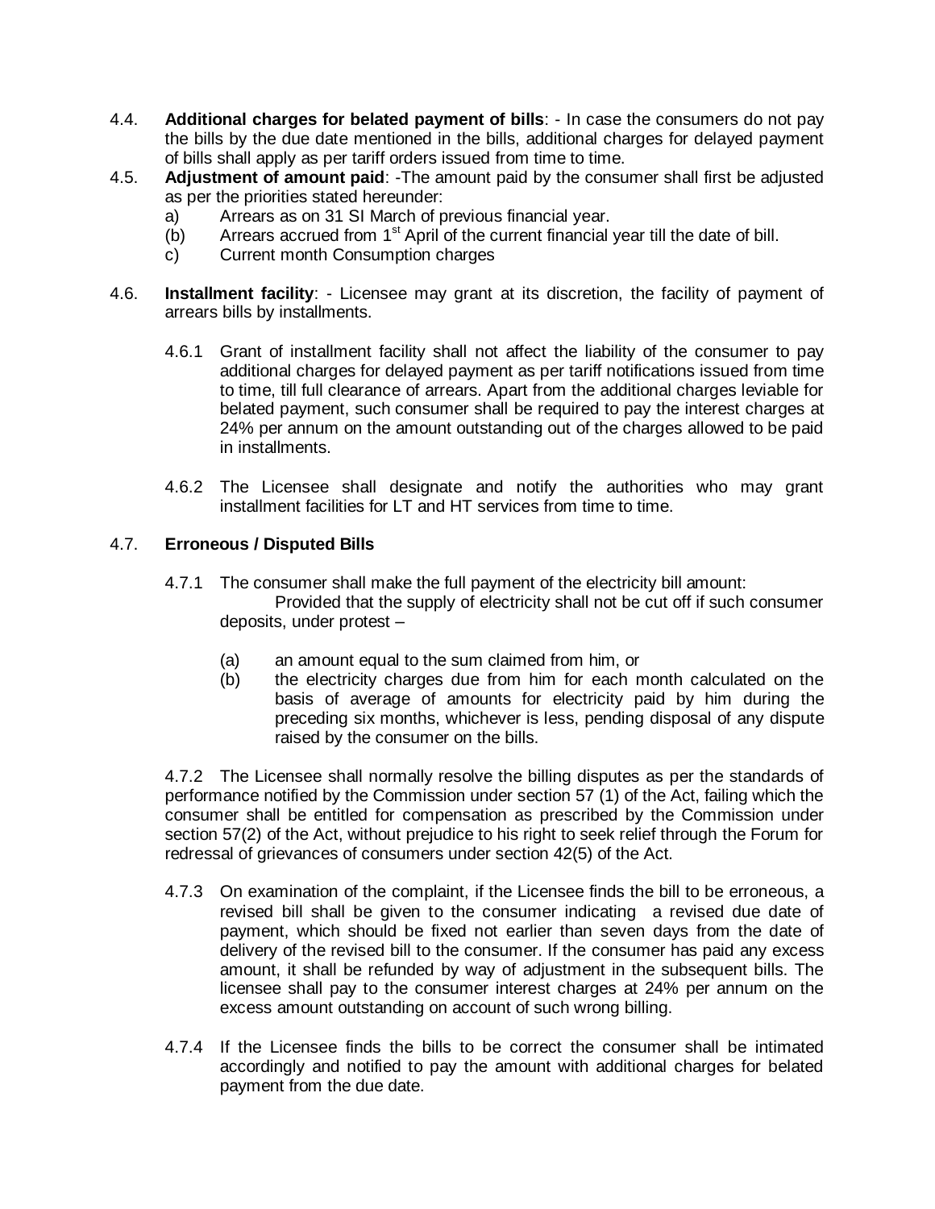4.4. **Additional charges for belated payment of bills**: - In case the consumers do not pay the bills by the due date mentioned in the bills, additional charges for delayed payment of bills shall apply as per tariff orders issued from time to time.

4.5. **Adjustment of amount paid**: -The amount paid by the consumer shall first be adjusted as per the priorities stated hereunder:

a) Arrears as on 31 SI March of previous financial year.

(b) Arrears accrued from 1st April of the current financial year till the date of bill.

c) Current month Consumption charges

4.6. **Installment facility**: - Licensee may grant at its discretion, the facility of payment of arrears bills by installments.

4.6.1 Grant of installment facility shall not affect the liability of the consumer to pay additional charges for delayed payment as per tariff notifications issued from time to time, till full clearance of arrears. Apart from the additional charges leviable for belated payment, such consumer shall be required to pay the interest charges at 24% per annum on the amount outstanding out of the charges allowed to be paid in installments.

4.6.2 The Licensee shall designate and notify the authorities who may grant installment facilities for LT and HT services from time to time.

4.7. **Erroneous / Disputed Bills**

4.7.1 The consumer shall make the full payment of the electricity bill amount:

Provided that the supply of electricity shall not be cut off if such consumer deposits, under protest –

(a) an amount equal to the sum claimed from him, or

(b) the electricity charges due from him for each month calculated on the basis of average of amounts for electricity paid by him during the preceding six months, whichever is less, pending disposal of any dispute raised by the consumer on the bills.

4.7.2 The Licensee shall normally resolve the billing disputes as per the standards of performance notified by the Commission under section 57 (1) of the Act, failing which the consumer shall be entitled for compensation as prescribed by the Commission under section 57(2) of the Act, without prejudice to his right to seek relief through the Forum for redressal of grievances of consumers under section 42(5) of the Act.

4.7.3 On examination of the complaint, if the Licensee finds the bill to be erroneous, a revised bill shall be given to the consumer indicating a revised due date of payment, which should be fixed not earlier than seven days from the date of delivery of the revised bill to the consumer. If the consumer has paid any excess amount, it shall be refunded by way of adjustment in the subsequent bills. The licensee shall pay to the consumer interest charges at 24% per annum on the excess amount outstanding on account of such wrong billing.

4.7.4 If the Licensee finds the bills to be correct the consumer shall be intimated accordingly and notified to pay the amount with additional charges for belated payment from the due date.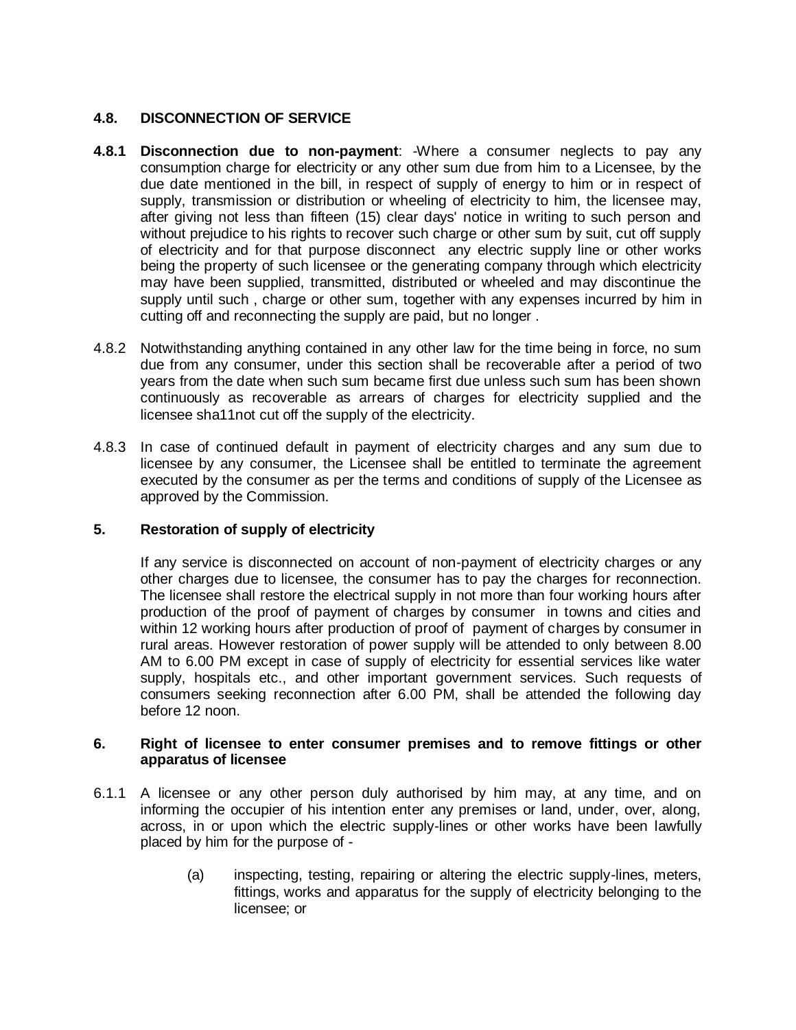### 4.8. DISCONNECTION OF SERVICE

**4.8.1 Disconnection due to non-payment**: -Where a consumer neglects to pay any consumption charge for electricity or any other sum due from him to a Licensee, by the due date mentioned in the bill, in respect of supply of energy to him or in respect of supply, transmission or distribution or wheeling of electricity to him, the licensee may, after giving not less than fifteen (15) clear days' notice in writing to such person and without prejudice to his rights to recover such charge or other sum by suit, cut off supply of electricity and for that purpose disconnect any electric supply line or other works being the property of such licensee or the generating company through which electricity may have been supplied, transmitted, distributed or wheeled and may discontinue the supply until such , charge or other sum, together with any expenses incurred by him in cutting off and reconnecting the supply are paid, but no longer .

4.8.2 Notwithstanding anything contained in any other law for the time being in force, no sum due from any consumer, under this section shall be recoverable after a period of two years from the date when such sum became first due unless such sum has been shown continuously as recoverable as arrears of charges for electricity supplied and the licensee sha11not cut off the supply of the electricity.

4.8.3 In case of continued default in payment of electricity charges and any sum due to licensee by any consumer, the Licensee shall be entitled to terminate the agreement executed by the consumer as per the terms and conditions of supply of the Licensee as approved by the Commission.

### 5. Restoration of supply of electricity

If any service is disconnected on account of non-payment of electricity charges or any other charges due to licensee, the consumer has to pay the charges for reconnection. The licensee shall restore the electrical supply in not more than four working hours after production of the proof of payment of charges by consumer in towns and cities and within 12 working hours after production of proof of payment of charges by consumer in rural areas. However restoration of power supply will be attended to only between 8.00 AM to 6.00 PM except in case of supply of electricity for essential services like water supply, hospitals etc., and other important government services. Such requests of consumers seeking reconnection after 6.00 PM, shall be attended the following day before 12 noon.

### 6. Right of licensee to enter consumer premises and to remove fittings or other apparatus of licensee

6.1.1 A licensee or any other person duly authorised by him may, at any time, and on informing the occupier of his intention enter any premises or land, under, over, along, across, in or upon which the electric supply-lines or other works have been lawfully placed by him for the purpose of -

(a) inspecting, testing, repairing or altering the electric supply-lines, meters, fittings, works and apparatus for the supply of electricity belonging to the licensee; or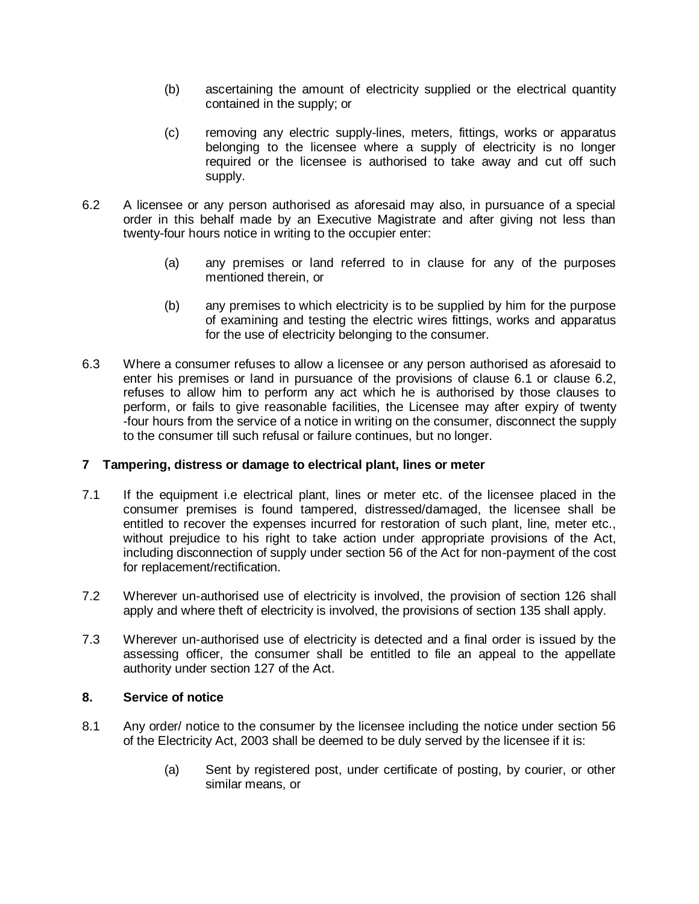(b) ascertaining the amount of electricity supplied or the electrical quantity contained in the supply; or

(c) removing any electric supply-lines, meters, fittings, works or apparatus belonging to the licensee where a supply of electricity is no longer required or the licensee is authorised to take away and cut off such supply.

6.2 A licensee or any person authorised as aforesaid may also, in pursuance of a special order in this behalf made by an Executive Magistrate and after giving not less than twenty-four hours notice in writing to the occupier enter:

> (a) any premises or land referred to in clause for any of the purposes mentioned therein, or
>
> (b) any premises to which electricity is to be supplied by him for the purpose of examining and testing the electric wires fittings, works and apparatus for the use of electricity belonging to the consumer.

6.3 Where a consumer refuses to allow a licensee or any person authorised as aforesaid to enter his premises or land in pursuance of the provisions of clause 6.1 or clause 6.2, refuses to allow him to perform any act which he is authorised by those clauses to perform, or fails to give reasonable facilities, the Licensee may after expiry of twenty -four hours from the service of a notice in writing on the consumer, disconnect the supply to the consumer till such refusal or failure continues, but no longer.

**7 Tampering, distress or damage to electrical plant, lines or meter**

7.1 If the equipment i.e electrical plant, lines or meter etc. of the licensee placed in the consumer premises is found tampered, distressed/damaged, the licensee shall be entitled to recover the expenses incurred for restoration of such plant, line, meter etc., without prejudice to his right to take action under appropriate provisions of the Act, including disconnection of supply under section 56 of the Act for non-payment of the cost for replacement/rectification.

7.2 Wherever un-authorised use of electricity is involved, the provision of section 126 shall apply and where theft of electricity is involved, the provisions of section 135 shall apply.

7.3 Wherever un-authorised use of electricity is detected and a final order is issued by the assessing officer, the consumer shall be entitled to file an appeal to the appellate authority under section 127 of the Act.

**8. Service of notice**

8.1 Any order/ notice to the consumer by the licensee including the notice under section 56 of the Electricity Act, 2003 shall be deemed to be duly served by the licensee if it is:

> (a) Sent by registered post, under certificate of posting, by courier, or other similar means, or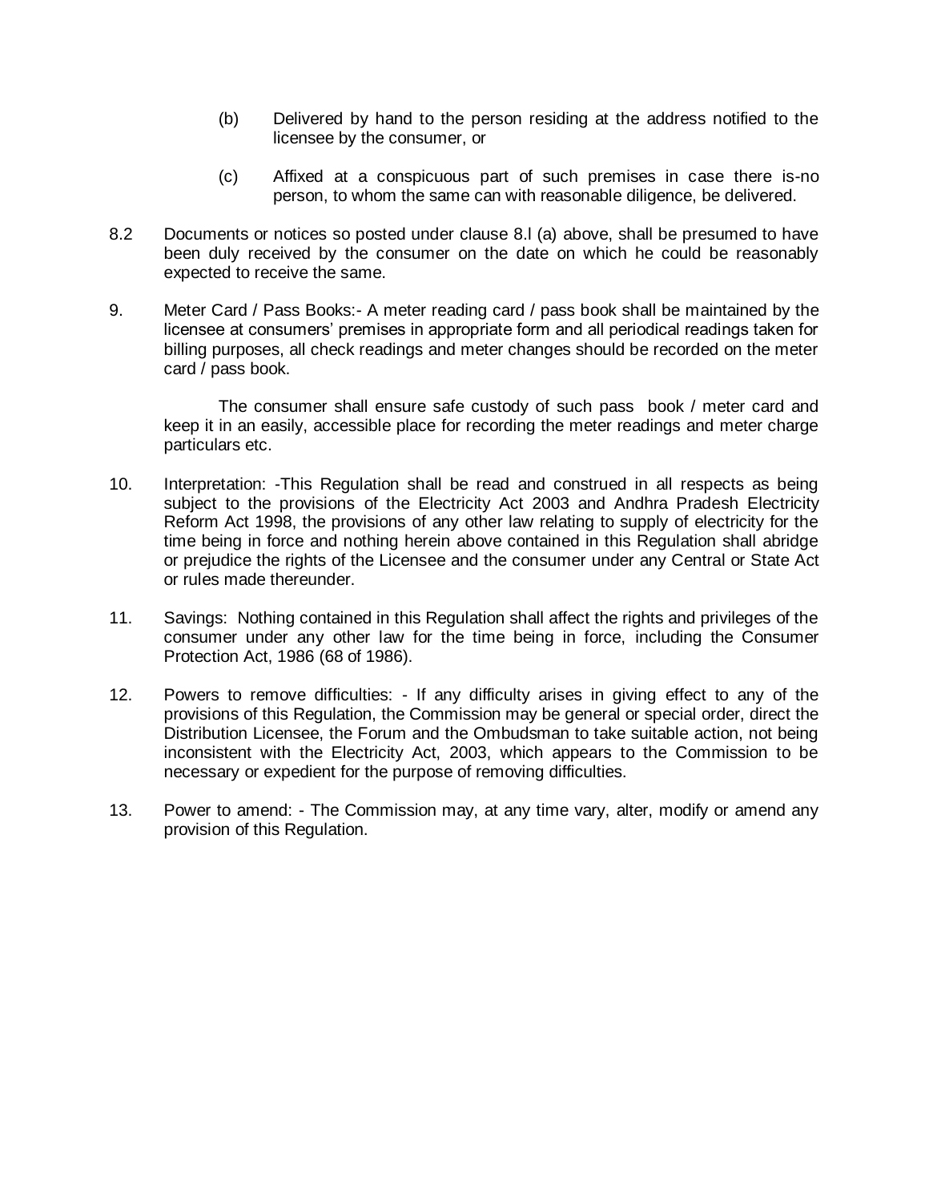(b) Delivered by hand to the person residing at the address notified to the licensee by the consumer, or

(c) Affixed at a conspicuous part of such premises in case there is-no person, to whom the same can with reasonable diligence, be delivered.

8.2 Documents or notices so posted under clause 8.l (a) above, shall be presumed to have been duly received by the consumer on the date on which he could be reasonably expected to receive the same.

9. Meter Card / Pass Books:- A meter reading card / pass book shall be maintained by the licensee at consumers' premises in appropriate form and all periodical readings taken for billing purposes, all check readings and meter changes should be recorded on the meter card / pass book.

The consumer shall ensure safe custody of such pass book / meter card and keep it in an easily, accessible place for recording the meter readings and meter charge particulars etc.

10. Interpretation: -This Regulation shall be read and construed in all respects as being subject to the provisions of the Electricity Act 2003 and Andhra Pradesh Electricity Reform Act 1998, the provisions of any other law relating to supply of electricity for the time being in force and nothing herein above contained in this Regulation shall abridge or prejudice the rights of the Licensee and the consumer under any Central or State Act or rules made thereunder.

11. Savings: Nothing contained in this Regulation shall affect the rights and privileges of the consumer under any other law for the time being in force, including the Consumer Protection Act, 1986 (68 of 1986).

12. Powers to remove difficulties: - If any difficulty arises in giving effect to any of the provisions of this Regulation, the Commission may be general or special order, direct the Distribution Licensee, the Forum and the Ombudsman to take suitable action, not being inconsistent with the Electricity Act, 2003, which appears to the Commission to be necessary or expedient for the purpose of removing difficulties.

13. Power to amend: - The Commission may, at any time vary, alter, modify or amend any provision of this Regulation.